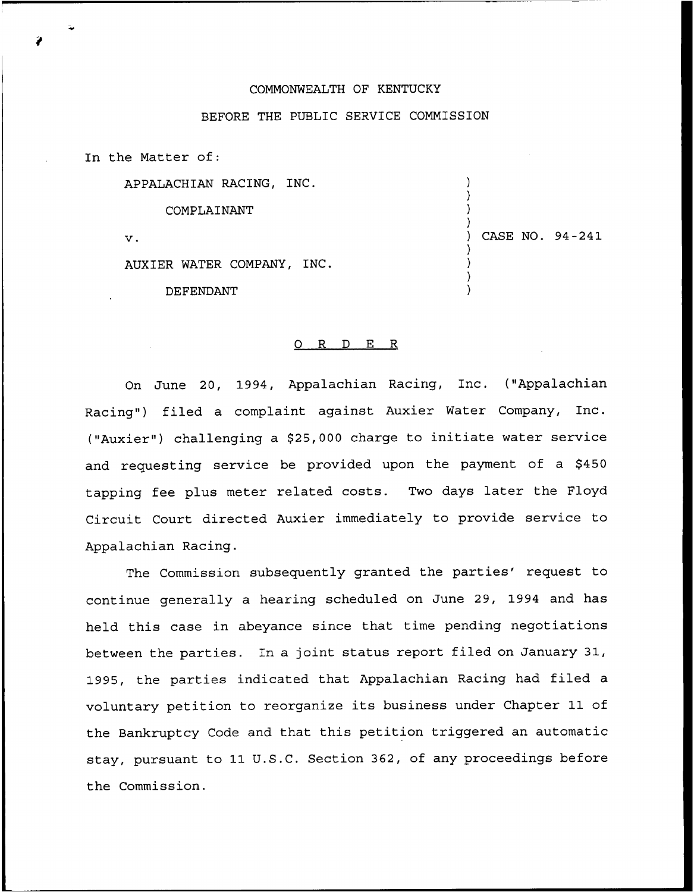COMMONWEALTH OF KENTUCKY

BEFORE THE PUBLIC SERVICE COMMISSION

In the Matter of:

| | | |
|---|---|---|
| APPALACHIAN RACING, INC. | ) | |
| COMPLAINANT | ) | |
| v. | ) | CASE NO. 94-241 |
| AUXIER WATER COMPANY, INC. | ) | |
| DEFENDANT | ) | |

## O R D E R

On June 20, 1994, Appalachian Racing, Inc. ("Appalachian Racing") filed a complaint against Auxier Water Company, Inc. ("Auxier") challenging a $25,000 charge to initiate water service and requesting service be provided upon the payment of a $450 tapping fee plus meter related costs. Two days later the Floyd Circuit Court directed Auxier immediately to provide service to Appalachian Racing.

The Commission subsequently granted the parties' request to continue generally a hearing scheduled on June 29, 1994 and has held this case in abeyance since that time pending negotiations between the parties. In a joint status report filed on January 31, 1995, the parties indicated that Appalachian Racing had filed a voluntary petition to reorganize its business under Chapter 11 of the Bankruptcy Code and that this petition triggered an automatic stay, pursuant to 11 U.S.C. Section 362, of any proceedings before the Commission.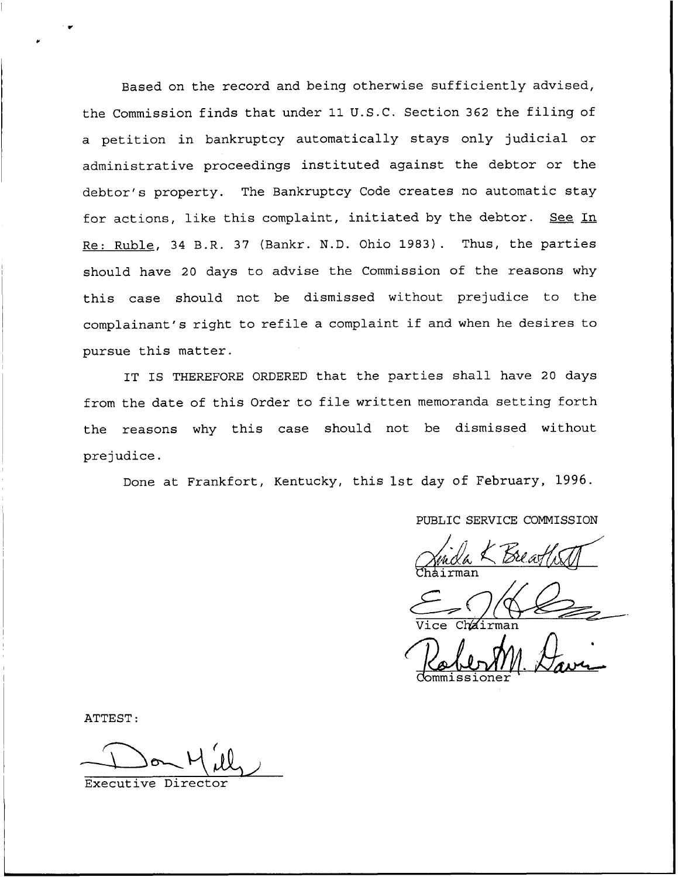Based on the record and being otherwise sufficiently advised, the Commission finds that under 11 U.S.C. Section 362 the filing of a petition in bankruptcy automatically stays only judicial or administrative proceedings instituted against the debtor or the debtor's property. The Bankruptcy Code creates no automatic stay for actions, like this complaint, initiated by the debtor. See In Re: Ruble, 34 B.R. 37 (Bankr. N.D. Ohio 1983). Thus, the parties should have 20 days to advise the Commission of the reasons why this case should not be dismissed without prejudice to the complainant's right to refile a complaint if and when he desires to pursue this matter.

IT IS THEREFORE ORDERED that the parties shall have 20 days from the date of this Order to file written memoranda setting forth the reasons why this case should not be dismissed without prejudice.

Done at Frankfort, Kentucky, this 1st day of February, 1996.

PUBLIC SERVICE COMMISSION

Chairman

Vice Chairman

Commissioner

ATTEST:

Executive Director